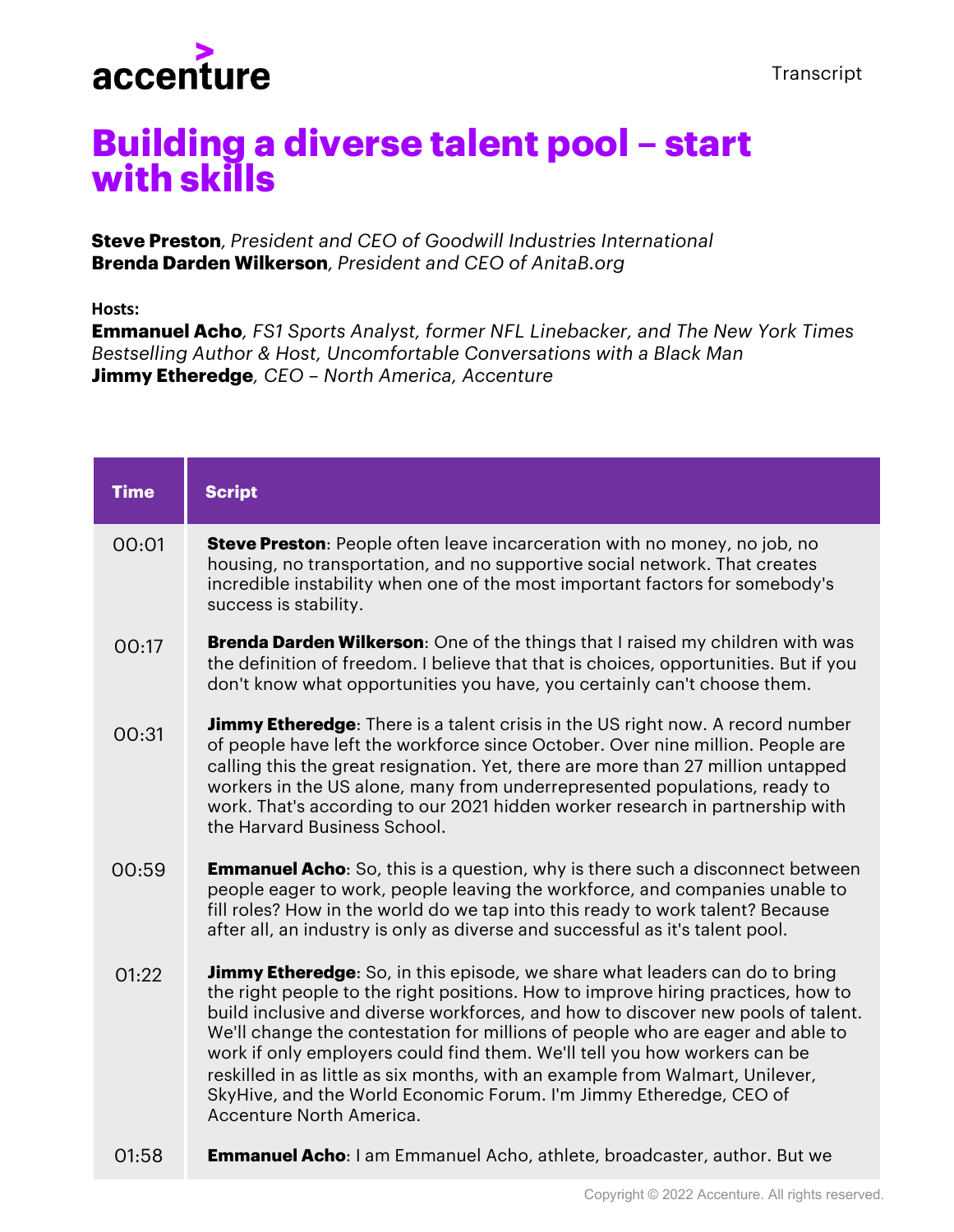accenture

Transcript

# Building a diverse talent pool – start with skills

**Steve Preston**, *President and CEO of Goodwill Industries International*
**Brenda Darden Wilkerson**, *President and CEO of AnitaB.org*

**Hosts:**
**Emmanuel Acho**, *FS1 Sports Analyst, former NFL Linebacker, and The New York Times Bestselling Author & Host, Uncomfortable Conversations with a Black Man*
**Jimmy Etheredge**, *CEO – North America, Accenture*

| Time | Script |
|---|---|
| 00:01 | **Steve Preston**: People often leave incarceration with no money, no job, no housing, no transportation, and no supportive social network. That creates incredible instability when one of the most important factors for somebody's success is stability. |
| 00:17 | **Brenda Darden Wilkerson**: One of the things that I raised my children with was the definition of freedom. I believe that that is choices, opportunities. But if you don't know what opportunities you have, you certainly can't choose them. |
| 00:31 | **Jimmy Etheredge**: There is a talent crisis in the US right now. A record number of people have left the workforce since October. Over nine million. People are calling this the great resignation. Yet, there are more than 27 million untapped workers in the US alone, many from underrepresented populations, ready to work. That's according to our 2021 hidden worker research in partnership with the Harvard Business School. |
| 00:59 | **Emmanuel Acho**: So, this is a question, why is there such a disconnect between people eager to work, people leaving the workforce, and companies unable to fill roles? How in the world do we tap into this ready to work talent? Because after all, an industry is only as diverse and successful as it's talent pool. |
| 01:22 | **Jimmy Etheredge**: So, in this episode, we share what leaders can do to bring the right people to the right positions. How to improve hiring practices, how to build inclusive and diverse workforces, and how to discover new pools of talent. We'll change the contestation for millions of people who are eager and able to work if only employers could find them. We'll tell you how workers can be reskilled in as little as six months, with an example from Walmart, Unilever, SkyHive, and the World Economic Forum. I'm Jimmy Etheredge, CEO of Accenture North America. |
| 01:58 | **Emmanuel Acho**: I am Emmanuel Acho, athlete, broadcaster, author. But we |

Copyright © 2022 Accenture. All rights reserved.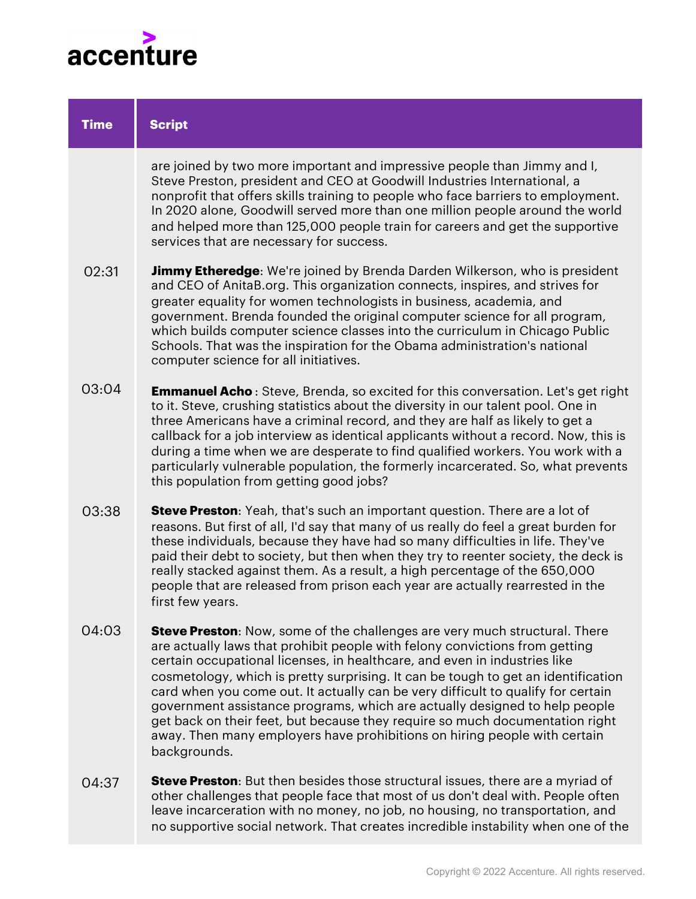| Time | Script |
|---|---|
| | are joined by two more important and impressive people than Jimmy and I, Steve Preston, president and CEO at Goodwill Industries International, a nonprofit that offers skills training to people who face barriers to employment. In 2020 alone, Goodwill served more than one million people around the world and helped more than 125,000 people train for careers and get the supportive services that are necessary for success. |
| 02:31 | **Jimmy Etheredge**: We're joined by Brenda Darden Wilkerson, who is president and CEO of AnitaB.org. This organization connects, inspires, and strives for greater equality for women technologists in business, academia, and government. Brenda founded the original computer science for all program, which builds computer science classes into the curriculum in Chicago Public Schools. That was the inspiration for the Obama administration's national computer science for all initiatives. |
| 03:04 | **Emmanuel Acho** : Steve, Brenda, so excited for this conversation. Let's get right to it. Steve, crushing statistics about the diversity in our talent pool. One in three Americans have a criminal record, and they are half as likely to get a callback for a job interview as identical applicants without a record. Now, this is during a time when we are desperate to find qualified workers. You work with a particularly vulnerable population, the formerly incarcerated. So, what prevents this population from getting good jobs? |
| 03:38 | **Steve Preston**: Yeah, that's such an important question. There are a lot of reasons. But first of all, I'd say that many of us really do feel a great burden for these individuals, because they have had so many difficulties in life. They've paid their debt to society, but then when they try to reenter society, the deck is really stacked against them. As a result, a high percentage of the 650,000 people that are released from prison each year are actually rearrested in the first few years. |
| 04:03 | **Steve Preston**: Now, some of the challenges are very much structural. There are actually laws that prohibit people with felony convictions from getting certain occupational licenses, in healthcare, and even in industries like cosmetology, which is pretty surprising. It can be tough to get an identification card when you come out. It actually can be very difficult to qualify for certain government assistance programs, which are actually designed to help people get back on their feet, but because they require so much documentation right away. Then many employers have prohibitions on hiring people with certain backgrounds. |
| 04:37 | **Steve Preston**: But then besides those structural issues, there are a myriad of other challenges that people face that most of us don't deal with. People often leave incarceration with no money, no job, no housing, no transportation, and no supportive social network. That creates incredible instability when one of the |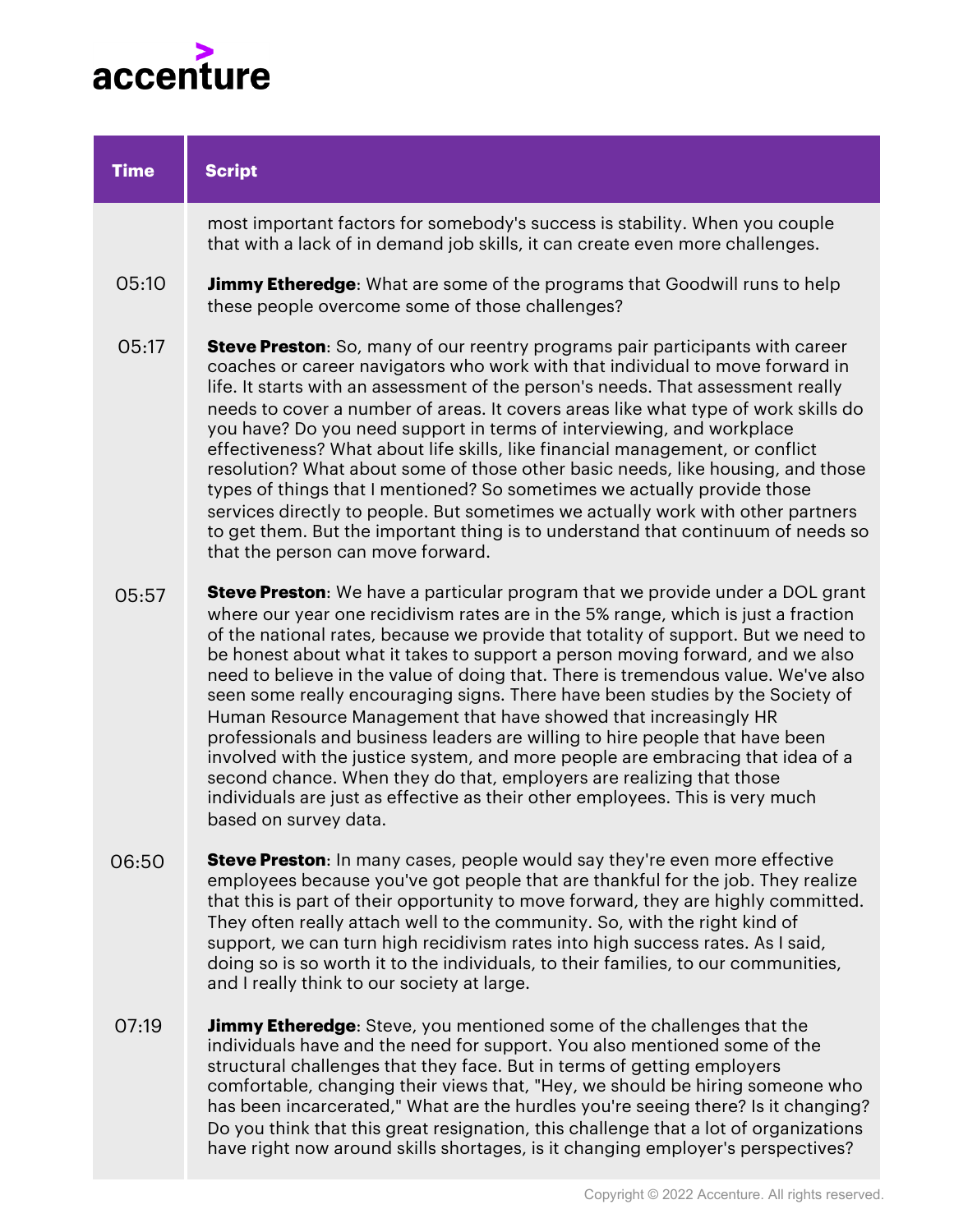| Time | Script |
|---|---|
| | most important factors for somebody's success is stability. When you couple that with a lack of in demand job skills, it can create even more challenges. |
| 05:10 | **Jimmy Etheredge**: What are some of the programs that Goodwill runs to help these people overcome some of those challenges? |
| 05:17 | **Steve Preston**: So, many of our reentry programs pair participants with career coaches or career navigators who work with that individual to move forward in life. It starts with an assessment of the person's needs. That assessment really needs to cover a number of areas. It covers areas like what type of work skills do you have? Do you need support in terms of interviewing, and workplace effectiveness? What about life skills, like financial management, or conflict resolution? What about some of those other basic needs, like housing, and those types of things that I mentioned? So sometimes we actually provide those services directly to people. But sometimes we actually work with other partners to get them. But the important thing is to understand that continuum of needs so that the person can move forward. |
| 05:57 | **Steve Preston**: We have a particular program that we provide under a DOL grant where our year one recidivism rates are in the 5% range, which is just a fraction of the national rates, because we provide that totality of support. But we need to be honest about what it takes to support a person moving forward, and we also need to believe in the value of doing that. There is tremendous value. We've also seen some really encouraging signs. There have been studies by the Society of Human Resource Management that have showed that increasingly HR professionals and business leaders are willing to hire people that have been involved with the justice system, and more people are embracing that idea of a second chance. When they do that, employers are realizing that those individuals are just as effective as their other employees. This is very much based on survey data. |
| 06:50 | **Steve Preston**: In many cases, people would say they're even more effective employees because you've got people that are thankful for the job. They realize that this is part of their opportunity to move forward, they are highly committed. They often really attach well to the community. So, with the right kind of support, we can turn high recidivism rates into high success rates. As I said, doing so is so worth it to the individuals, to their families, to our communities, and I really think to our society at large. |
| 07:19 | **Jimmy Etheredge**: Steve, you mentioned some of the challenges that the individuals have and the need for support. You also mentioned some of the structural challenges that they face. But in terms of getting employers comfortable, changing their views that, "Hey, we should be hiring someone who has been incarcerated," What are the hurdles you're seeing there? Is it changing? Do you think that this great resignation, this challenge that a lot of organizations have right now around skills shortages, is it changing employer's perspectives? |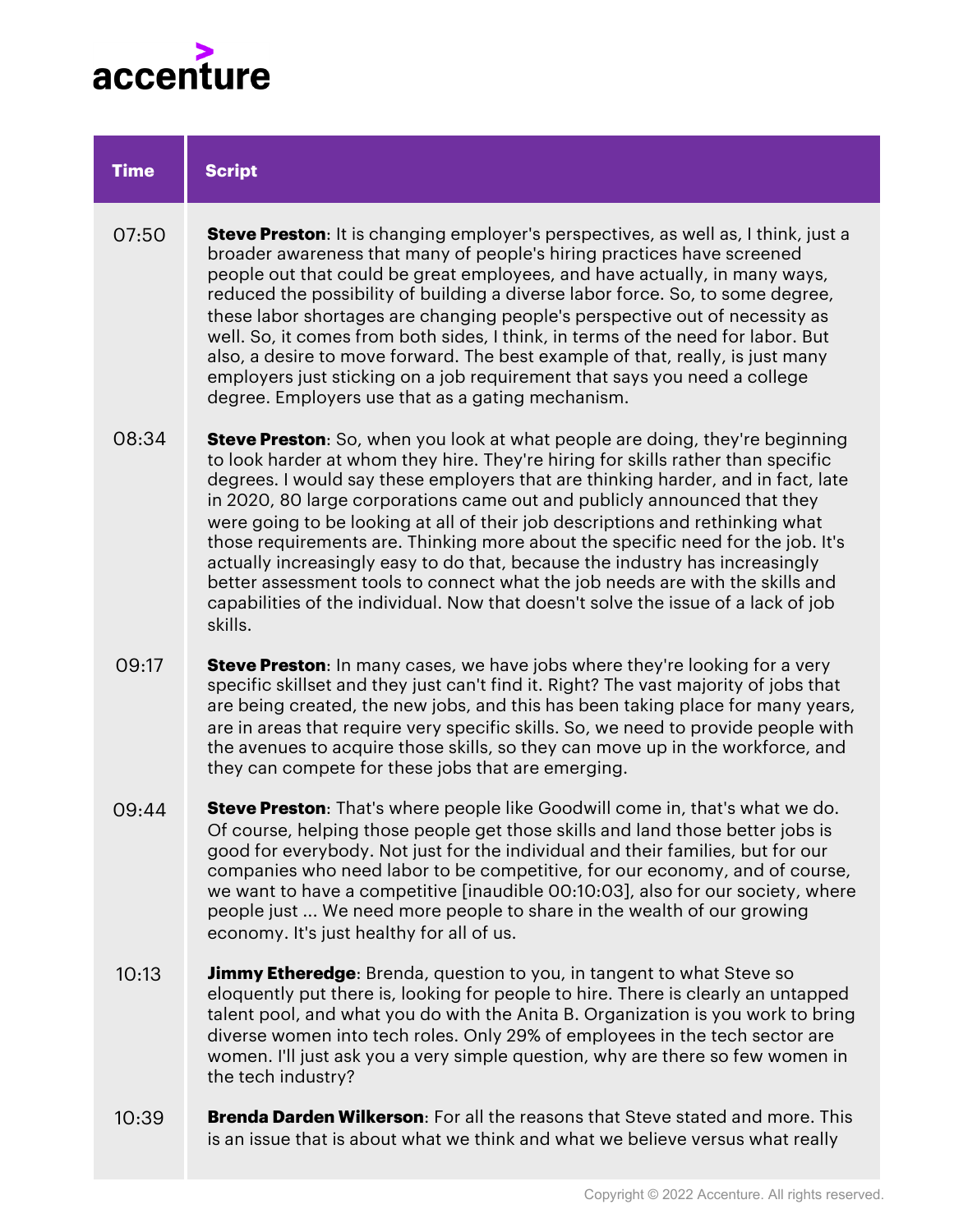| Time | Script |
| --- | --- |
| 07:50 | **Steve Preston**: It is changing employer's perspectives, as well as, I think, just a broader awareness that many of people's hiring practices have screened people out that could be great employees, and have actually, in many ways, reduced the possibility of building a diverse labor force. So, to some degree, these labor shortages are changing people's perspective out of necessity as well. So, it comes from both sides, I think, in terms of the need for labor. But also, a desire to move forward. The best example of that, really, is just many employers just sticking on a job requirement that says you need a college degree. Employers use that as a gating mechanism. |
| 08:34 | **Steve Preston**: So, when you look at what people are doing, they're beginning to look harder at whom they hire. They're hiring for skills rather than specific degrees. I would say these employers that are thinking harder, and in fact, late in 2020, 80 large corporations came out and publicly announced that they were going to be looking at all of their job descriptions and rethinking what those requirements are. Thinking more about the specific need for the job. It's actually increasingly easy to do that, because the industry has increasingly better assessment tools to connect what the job needs are with the skills and capabilities of the individual. Now that doesn't solve the issue of a lack of job skills. |
| 09:17 | **Steve Preston**: In many cases, we have jobs where they're looking for a very specific skillset and they just can't find it. Right? The vast majority of jobs that are being created, the new jobs, and this has been taking place for many years, are in areas that require very specific skills. So, we need to provide people with the avenues to acquire those skills, so they can move up in the workforce, and they can compete for these jobs that are emerging. |
| 09:44 | **Steve Preston**: That's where people like Goodwill come in, that's what we do. Of course, helping those people get those skills and land those better jobs is good for everybody. Not just for the individual and their families, but for our companies who need labor to be competitive, for our economy, and of course, we want to have a competitive [inaudible 00:10:03], also for our society, where people just ... We need more people to share in the wealth of our growing economy. It's just healthy for all of us. |
| 10:13 | **Jimmy Etheredge**: Brenda, question to you, in tangent to what Steve so eloquently put there is, looking for people to hire. There is clearly an untapped talent pool, and what you do with the Anita B. Organization is you work to bring diverse women into tech roles. Only 29% of employees in the tech sector are women. I'll just ask you a very simple question, why are there so few women in the tech industry? |
| 10:39 | **Brenda Darden Wilkerson**: For all the reasons that Steve stated and more. This is an issue that is about what we think and what we believe versus what really |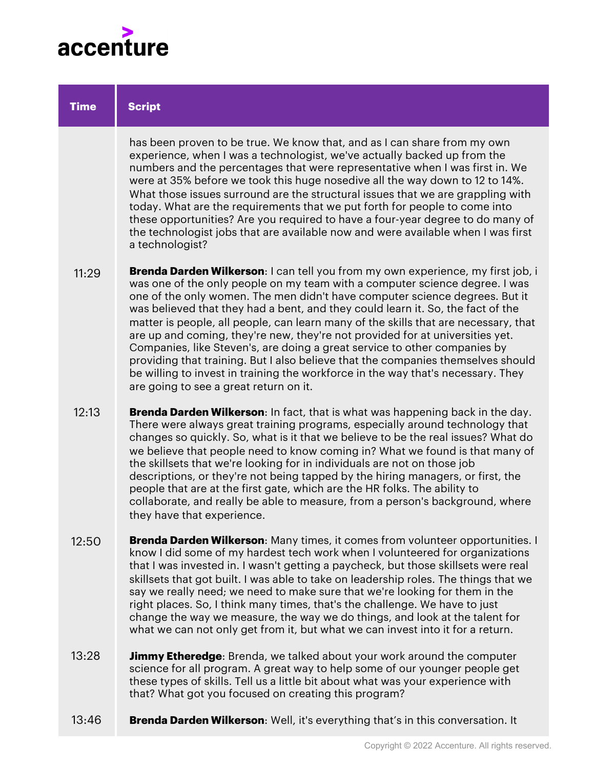| Time | Script |
| --- | --- |
| | has been proven to be true. We know that, and as I can share from my own experience, when I was a technologist, we've actually backed up from the numbers and the percentages that were representative when I was first in. We were at 35% before we took this huge nosedive all the way down to 12 to 14%. What those issues surround are the structural issues that we are grappling with today. What are the requirements that we put forth for people to come into these opportunities? Are you required to have a four-year degree to do many of the technologist jobs that are available now and were available when I was first a technologist? |
| 11:29 | **Brenda Darden Wilkerson**: I can tell you from my own experience, my first job, i was one of the only people on my team with a computer science degree. I was one of the only women. The men didn't have computer science degrees. But it was believed that they had a bent, and they could learn it. So, the fact of the matter is people, all people, can learn many of the skills that are necessary, that are up and coming, they're new, they're not provided for at universities yet. Companies, like Steven's, are doing a great service to other companies by providing that training. But I also believe that the companies themselves should be willing to invest in training the workforce in the way that's necessary. They are going to see a great return on it. |
| 12:13 | **Brenda Darden Wilkerson**: In fact, that is what was happening back in the day. There were always great training programs, especially around technology that changes so quickly. So, what is it that we believe to be the real issues? What do we believe that people need to know coming in? What we found is that many of the skillsets that we're looking for in individuals are not on those job descriptions, or they're not being tapped by the hiring managers, or first, the people that are at the first gate, which are the HR folks. The ability to collaborate, and really be able to measure, from a person's background, where they have that experience. |
| 12:50 | **Brenda Darden Wilkerson**: Many times, it comes from volunteer opportunities. I know I did some of my hardest tech work when I volunteered for organizations that I was invested in. I wasn't getting a paycheck, but those skillsets were real skillsets that got built. I was able to take on leadership roles. The things that we say we really need; we need to make sure that we're looking for them in the right places. So, I think many times, that's the challenge. We have to just change the way we measure, the way we do things, and look at the talent for what we can not only get from it, but what we can invest into it for a return. |
| 13:28 | **Jimmy Etheredge**: Brenda, we talked about your work around the computer science for all program. A great way to help some of our younger people get these types of skills. Tell us a little bit about what was your experience with that? What got you focused on creating this program? |
| 13:46 | **Brenda Darden Wilkerson**: Well, it's everything that's in this conversation. It |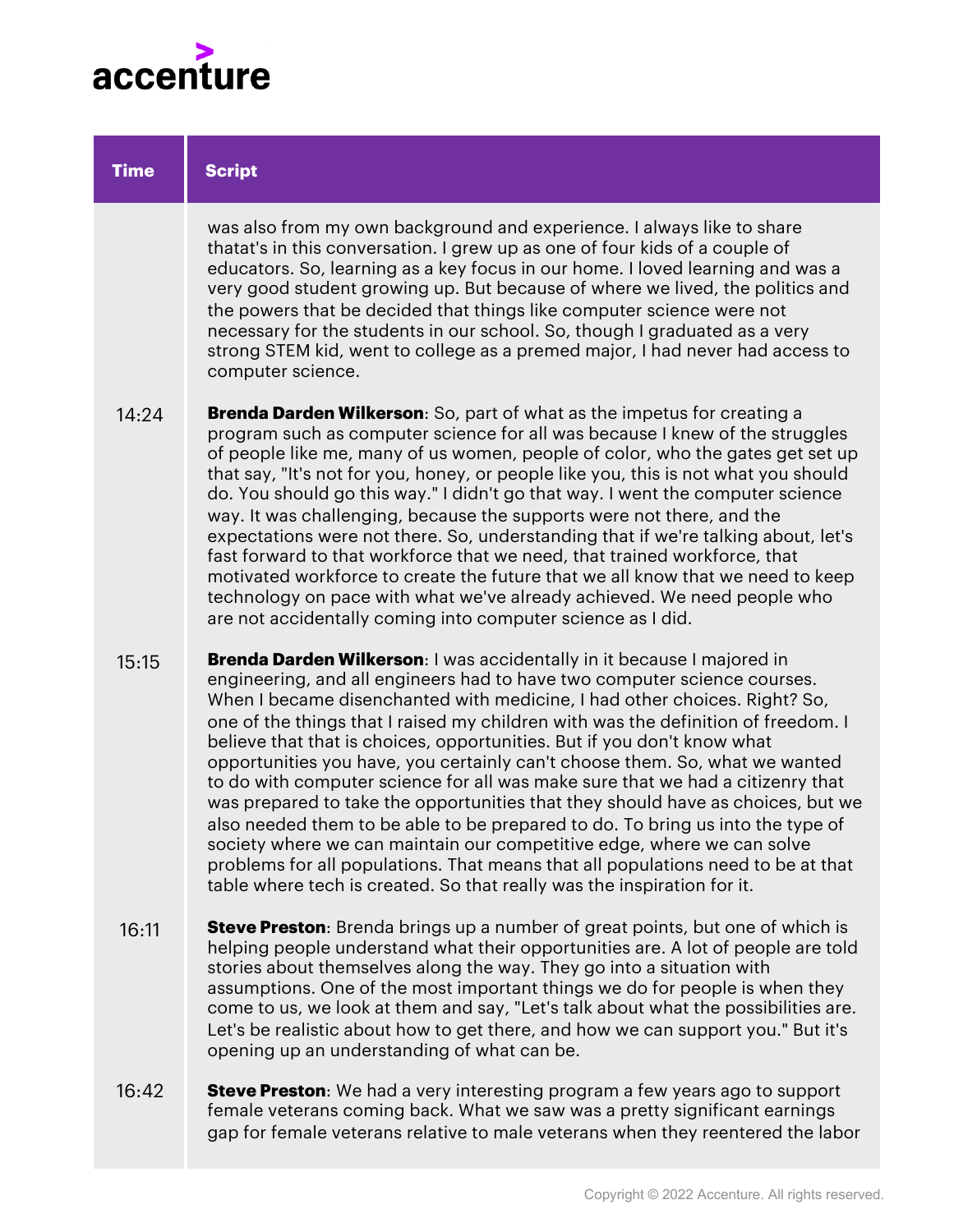| Time | Script |
|---|---|
| | was also from my own background and experience. I always like to share thatat's in this conversation. I grew up as one of four kids of a couple of educators. So, learning as a key focus in our home. I loved learning and was a very good student growing up. But because of where we lived, the politics and the powers that be decided that things like computer science were not necessary for the students in our school. So, though I graduated as a very strong STEM kid, went to college as a premed major, I had never had access to computer science. |
| 14:24 | **Brenda Darden Wilkerson**: So, part of what as the impetus for creating a program such as computer science for all was because I knew of the struggles of people like me, many of us women, people of color, who the gates get set up that say, "It's not for you, honey, or people like you, this is not what you should do. You should go this way." I didn't go that way. I went the computer science way. It was challenging, because the supports were not there, and the expectations were not there. So, understanding that if we're talking about, let's fast forward to that workforce that we need, that trained workforce, that motivated workforce to create the future that we all know that we need to keep technology on pace with what we've already achieved. We need people who are not accidentally coming into computer science as I did. |
| 15:15 | **Brenda Darden Wilkerson**: I was accidentally in it because I majored in engineering, and all engineers had to have two computer science courses. When I became disenchanted with medicine, I had other choices. Right? So, one of the things that I raised my children with was the definition of freedom. I believe that that is choices, opportunities. But if you don't know what opportunities you have, you certainly can't choose them. So, what we wanted to do with computer science for all was make sure that we had a citizenry that was prepared to take the opportunities that they should have as choices, but we also needed them to be able to be prepared to do. To bring us into the type of society where we can maintain our competitive edge, where we can solve problems for all populations. That means that all populations need to be at that table where tech is created. So that really was the inspiration for it. |
| 16:11 | **Steve Preston**: Brenda brings up a number of great points, but one of which is helping people understand what their opportunities are. A lot of people are told stories about themselves along the way. They go into a situation with assumptions. One of the most important things we do for people is when they come to us, we look at them and say, "Let's talk about what the possibilities are. Let's be realistic about how to get there, and how we can support you." But it's opening up an understanding of what can be. |
| 16:42 | **Steve Preston**: We had a very interesting program a few years ago to support female veterans coming back. What we saw was a pretty significant earnings gap for female veterans relative to male veterans when they reentered the labor |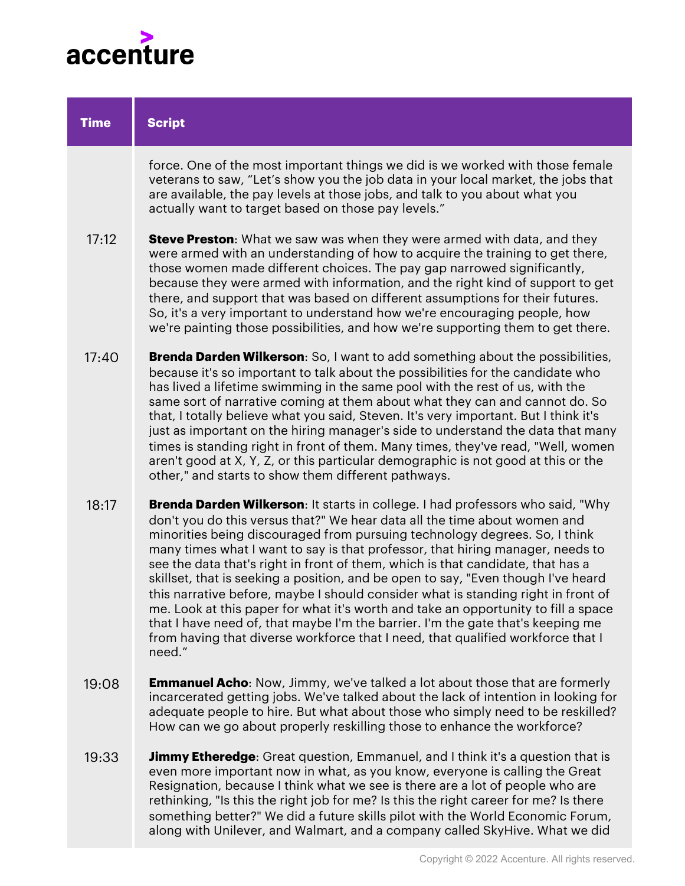| Time | Script |
| --- | --- |
| | force. One of the most important things we did is we worked with those female veterans to saw, "Let's show you the job data in your local market, the jobs that are available, the pay levels at those jobs, and talk to you about what you actually want to target based on those pay levels." |
| 17:12 | **Steve Preston**: What we saw was when they were armed with data, and they were armed with an understanding of how to acquire the training to get there, those women made different choices. The pay gap narrowed significantly, because they were armed with information, and the right kind of support to get there, and support that was based on different assumptions for their futures. So, it's a very important to understand how we're encouraging people, how we're painting those possibilities, and how we're supporting them to get there. |
| 17:40 | **Brenda Darden Wilkerson**: So, I want to add something about the possibilities, because it's so important to talk about the possibilities for the candidate who has lived a lifetime swimming in the same pool with the rest of us, with the same sort of narrative coming at them about what they can and cannot do. So that, I totally believe what you said, Steven. It's very important. But I think it's just as important on the hiring manager's side to understand the data that many times is standing right in front of them. Many times, they've read, "Well, women aren't good at X, Y, Z, or this particular demographic is not good at this or the other," and starts to show them different pathways. |
| 18:17 | **Brenda Darden Wilkerson**: It starts in college. I had professors who said, "Why don't you do this versus that?" We hear data all the time about women and minorities being discouraged from pursuing technology degrees. So, I think many times what I want to say is that professor, that hiring manager, needs to see the data that's right in front of them, which is that candidate, that has a skillset, that is seeking a position, and be open to say, "Even though I've heard this narrative before, maybe I should consider what is standing right in front of me. Look at this paper for what it's worth and take an opportunity to fill a space that I have need of, that maybe I'm the barrier. I'm the gate that's keeping me from having that diverse workforce that I need, that qualified workforce that I need." |
| 19:08 | **Emmanuel Acho**: Now, Jimmy, we've talked a lot about those that are formerly incarcerated getting jobs. We've talked about the lack of intention in looking for adequate people to hire. But what about those who simply need to be reskilled? How can we go about properly reskilling those to enhance the workforce? |
| 19:33 | **Jimmy Etheredge**: Great question, Emmanuel, and I think it's a question that is even more important now in what, as you know, everyone is calling the Great Resignation, because I think what we see is there are a lot of people who are rethinking, "Is this the right job for me? Is this the right career for me? Is there something better?" We did a future skills pilot with the World Economic Forum, along with Unilever, and Walmart, and a company called SkyHive. What we did |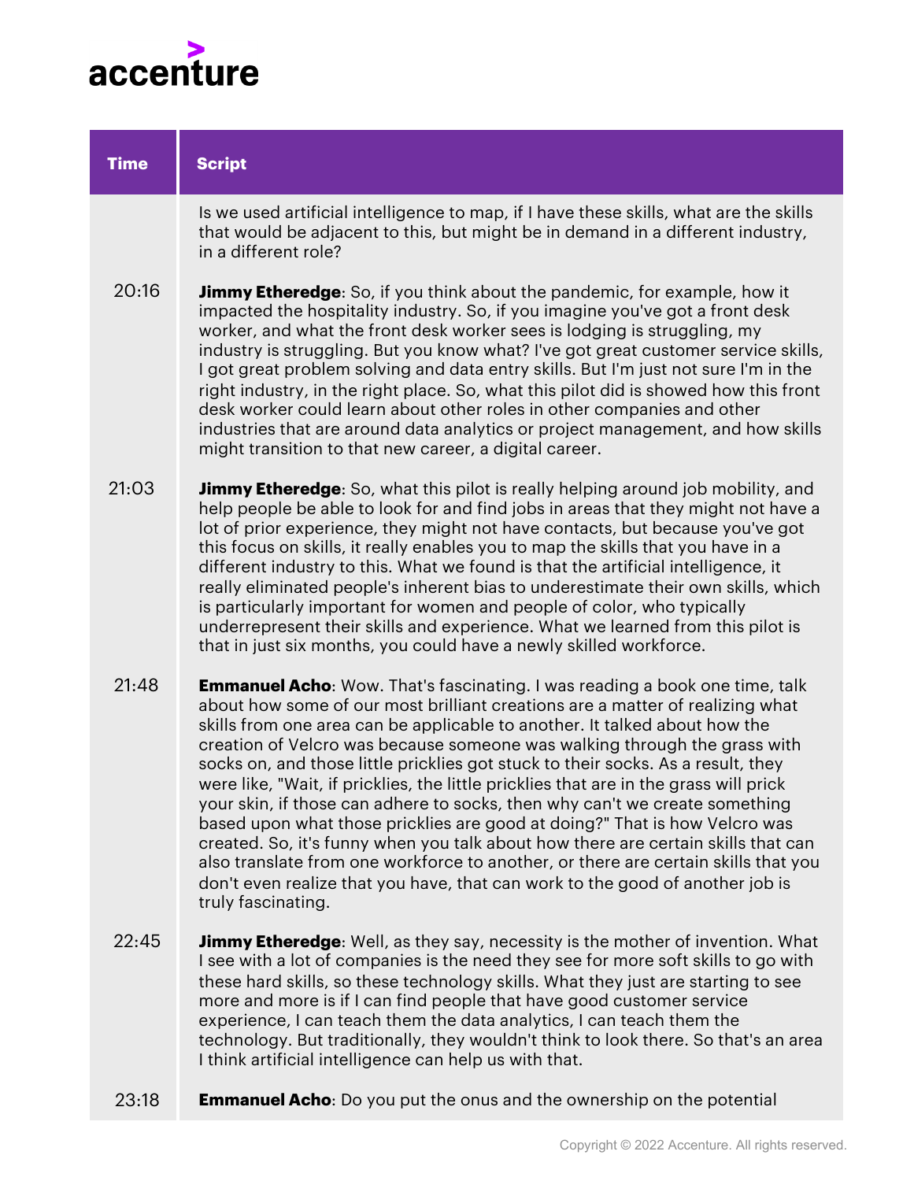| Time | Script |
| --- | --- |
| | Is we used artificial intelligence to map, if I have these skills, what are the skills that would be adjacent to this, but might be in demand in a different industry, in a different role? |
| 20:16 | **Jimmy Etheredge**: So, if you think about the pandemic, for example, how it impacted the hospitality industry. So, if you imagine you've got a front desk worker, and what the front desk worker sees is lodging is struggling, my industry is struggling. But you know what? I've got great customer service skills, I got great problem solving and data entry skills. But I'm just not sure I'm in the right industry, in the right place. So, what this pilot did is showed how this front desk worker could learn about other roles in other companies and other industries that are around data analytics or project management, and how skills might transition to that new career, a digital career. |
| 21:03 | **Jimmy Etheredge**: So, what this pilot is really helping around job mobility, and help people be able to look for and find jobs in areas that they might not have a lot of prior experience, they might not have contacts, but because you've got this focus on skills, it really enables you to map the skills that you have in a different industry to this. What we found is that the artificial intelligence, it really eliminated people's inherent bias to underestimate their own skills, which is particularly important for women and people of color, who typically underrepresent their skills and experience. What we learned from this pilot is that in just six months, you could have a newly skilled workforce. |
| 21:48 | **Emmanuel Acho**: Wow. That's fascinating. I was reading a book one time, talk about how some of our most brilliant creations are a matter of realizing what skills from one area can be applicable to another. It talked about how the creation of Velcro was because someone was walking through the grass with socks on, and those little pricklies got stuck to their socks. As a result, they were like, "Wait, if pricklies, the little pricklies that are in the grass will prick your skin, if those can adhere to socks, then why can't we create something based upon what those pricklies are good at doing?" That is how Velcro was created. So, it's funny when you talk about how there are certain skills that can also translate from one workforce to another, or there are certain skills that you don't even realize that you have, that can work to the good of another job is truly fascinating. |
| 22:45 | **Jimmy Etheredge**: Well, as they say, necessity is the mother of invention. What I see with a lot of companies is the need they see for more soft skills to go with these hard skills, so these technology skills. What they just are starting to see more and more is if I can find people that have good customer service experience, I can teach them the data analytics, I can teach them the technology. But traditionally, they wouldn't think to look there. So that's an area I think artificial intelligence can help us with that. |
| 23:18 | **Emmanuel Acho**: Do you put the onus and the ownership on the potential |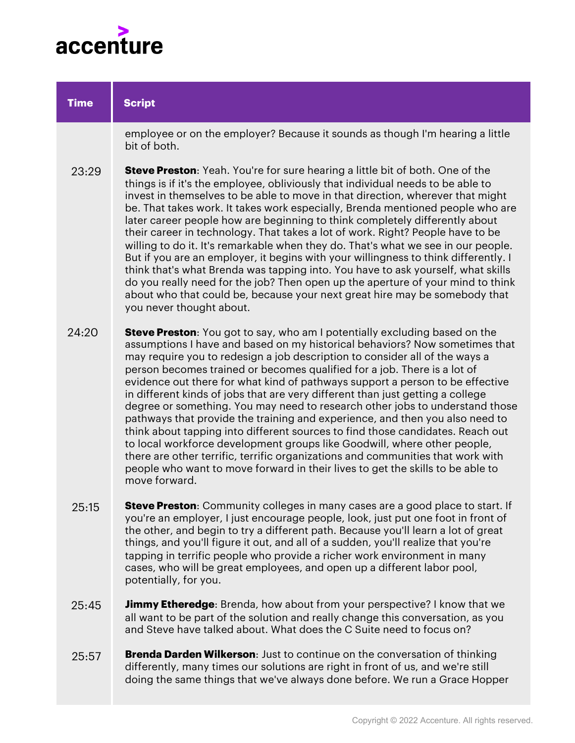| Time | Script |
|---|---|
| | employee or on the employer? Because it sounds as though I'm hearing a little bit of both. |
| 23:29 | **Steve Preston**: Yeah. You're for sure hearing a little bit of both. One of the things is if it's the employee, obliviously that individual needs to be able to invest in themselves to be able to move in that direction, wherever that might be. That takes work. It takes work especially, Brenda mentioned people who are later career people how are beginning to think completely differently about their career in technology. That takes a lot of work. Right? People have to be willing to do it. It's remarkable when they do. That's what we see in our people. But if you are an employer, it begins with your willingness to think differently. I think that's what Brenda was tapping into. You have to ask yourself, what skills do you really need for the job? Then open up the aperture of your mind to think about who that could be, because your next great hire may be somebody that you never thought about. |
| 24:20 | **Steve Preston**: You got to say, who am I potentially excluding based on the assumptions I have and based on my historical behaviors? Now sometimes that may require you to redesign a job description to consider all of the ways a person becomes trained or becomes qualified for a job. There is a lot of evidence out there for what kind of pathways support a person to be effective in different kinds of jobs that are very different than just getting a college degree or something. You may need to research other jobs to understand those pathways that provide the training and experience, and then you also need to think about tapping into different sources to find those candidates. Reach out to local workforce development groups like Goodwill, where other people, there are other terrific, terrific organizations and communities that work with people who want to move forward in their lives to get the skills to be able to move forward. |
| 25:15 | **Steve Preston**: Community colleges in many cases are a good place to start. If you're an employer, I just encourage people, look, just put one foot in front of the other, and begin to try a different path. Because you'll learn a lot of great things, and you'll figure it out, and all of a sudden, you'll realize that you're tapping in terrific people who provide a richer work environment in many cases, who will be great employees, and open up a different labor pool, potentially, for you. |
| 25:45 | **Jimmy Etheredge**: Brenda, how about from your perspective? I know that we all want to be part of the solution and really change this conversation, as you and Steve have talked about. What does the C Suite need to focus on? |
| 25:57 | **Brenda Darden Wilkerson**: Just to continue on the conversation of thinking differently, many times our solutions are right in front of us, and we're still doing the same things that we've always done before. We run a Grace Hopper |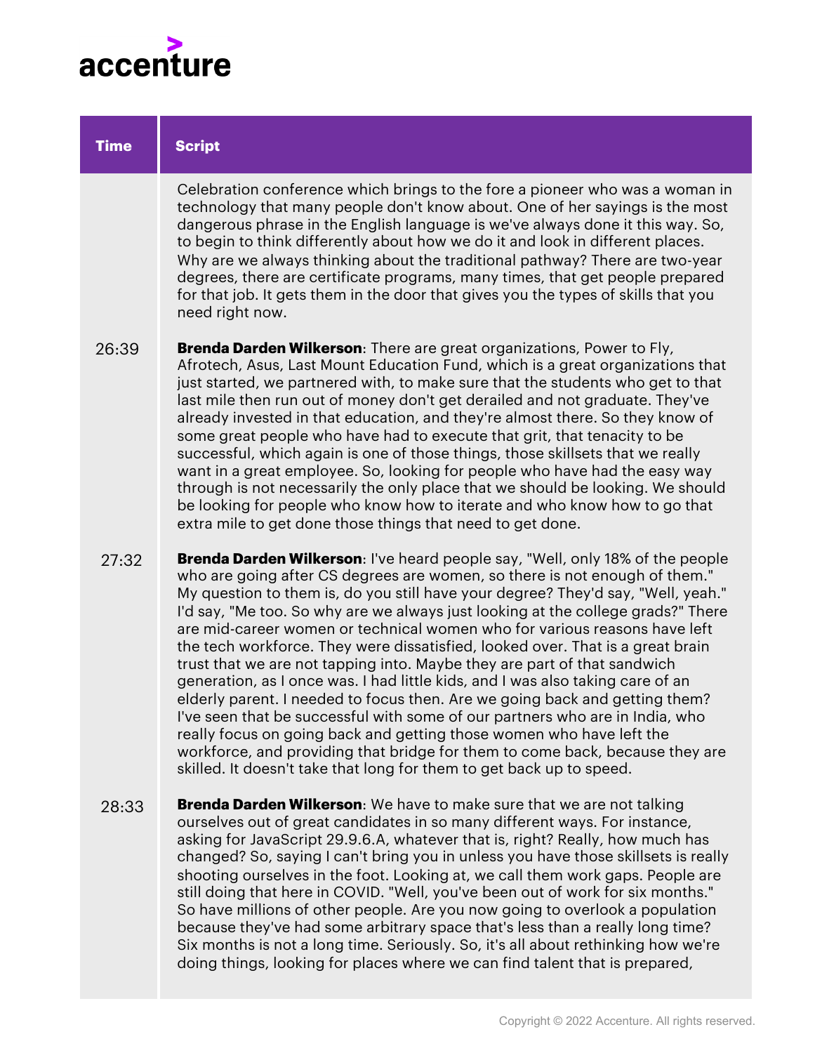| Time | Script |
| --- | --- |
| | Celebration conference which brings to the fore a pioneer who was a woman in technology that many people don't know about. One of her sayings is the most dangerous phrase in the English language is we've always done it this way. So, to begin to think differently about how we do it and look in different places. Why are we always thinking about the traditional pathway? There are two-year degrees, there are certificate programs, many times, that get people prepared for that job. It gets them in the door that gives you the types of skills that you need right now. |
| 26:39 | **Brenda Darden Wilkerson**: There are great organizations, Power to Fly, Afrotech, Asus, Last Mount Education Fund, which is a great organizations that just started, we partnered with, to make sure that the students who get to that last mile then run out of money don't get derailed and not graduate. They've already invested in that education, and they're almost there. So they know of some great people who have had to execute that grit, that tenacity to be successful, which again is one of those things, those skillsets that we really want in a great employee. So, looking for people who have had the easy way through is not necessarily the only place that we should be looking. We should be looking for people who know how to iterate and who know how to go that extra mile to get done those things that need to get done. |
| 27:32 | **Brenda Darden Wilkerson**: I've heard people say, "Well, only 18% of the people who are going after CS degrees are women, so there is not enough of them." My question to them is, do you still have your degree? They'd say, "Well, yeah." I'd say, "Me too. So why are we always just looking at the college grads?" There are mid-career women or technical women who for various reasons have left the tech workforce. They were dissatisfied, looked over. That is a great brain trust that we are not tapping into. Maybe they are part of that sandwich generation, as I once was. I had little kids, and I was also taking care of an elderly parent. I needed to focus then. Are we going back and getting them? I've seen that be successful with some of our partners who are in India, who really focus on going back and getting those women who have left the workforce, and providing that bridge for them to come back, because they are skilled. It doesn't take that long for them to get back up to speed. |
| 28:33 | **Brenda Darden Wilkerson**: We have to make sure that we are not talking ourselves out of great candidates in so many different ways. For instance, asking for JavaScript 29.9.6.A, whatever that is, right? Really, how much has changed? So, saying I can't bring you in unless you have those skillsets is really shooting ourselves in the foot. Looking at, we call them work gaps. People are still doing that here in COVID. "Well, you've been out of work for six months." So have millions of other people. Are you now going to overlook a population because they've had some arbitrary space that's less than a really long time? Six months is not a long time. Seriously. So, it's all about rethinking how we're doing things, looking for places where we can find talent that is prepared, |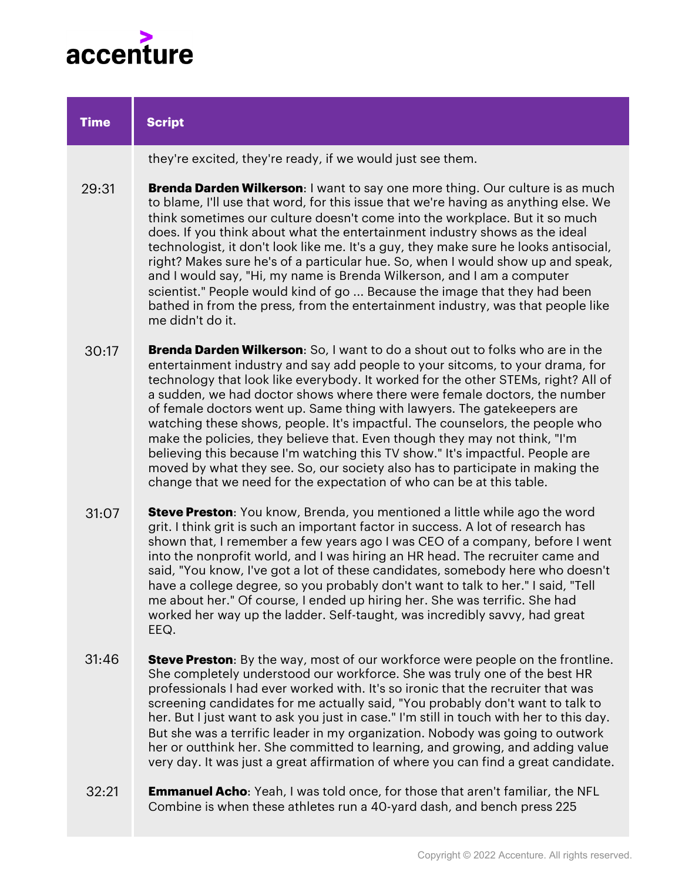| Time | Script |
| --- | --- |
| | they're excited, they're ready, if we would just see them. |
| 29:31 | **Brenda Darden Wilkerson**: I want to say one more thing. Our culture is as much to blame, I'll use that word, for this issue that we're having as anything else. We think sometimes our culture doesn't come into the workplace. But it so much does. If you think about what the entertainment industry shows as the ideal technologist, it don't look like me. It's a guy, they make sure he looks antisocial, right? Makes sure he's of a particular hue. So, when I would show up and speak, and I would say, "Hi, my name is Brenda Wilkerson, and I am a computer scientist." People would kind of go ... Because the image that they had been bathed in from the press, from the entertainment industry, was that people like me didn't do it. |
| 30:17 | **Brenda Darden Wilkerson**: So, I want to do a shout out to folks who are in the entertainment industry and say add people to your sitcoms, to your drama, for technology that look like everybody. It worked for the other STEMs, right? All of a sudden, we had doctor shows where there were female doctors, the number of female doctors went up. Same thing with lawyers. The gatekeepers are watching these shows, people. It's impactful. The counselors, the people who make the policies, they believe that. Even though they may not think, "I'm believing this because I'm watching this TV show." It's impactful. People are moved by what they see. So, our society also has to participate in making the change that we need for the expectation of who can be at this table. |
| 31:07 | **Steve Preston**: You know, Brenda, you mentioned a little while ago the word grit. I think grit is such an important factor in success. A lot of research has shown that, I remember a few years ago I was CEO of a company, before I went into the nonprofit world, and I was hiring an HR head. The recruiter came and said, "You know, I've got a lot of these candidates, somebody here who doesn't have a college degree, so you probably don't want to talk to her." I said, "Tell me about her." Of course, I ended up hiring her. She was terrific. She had worked her way up the ladder. Self-taught, was incredibly savvy, had great EEQ. |
| 31:46 | **Steve Preston**: By the way, most of our workforce were people on the frontline. She completely understood our workforce. She was truly one of the best HR professionals I had ever worked with. It's so ironic that the recruiter that was screening candidates for me actually said, "You probably don't want to talk to her. But I just want to ask you just in case." I'm still in touch with her to this day. But she was a terrific leader in my organization. Nobody was going to outwork her or outthink her. She committed to learning, and growing, and adding value very day. It was just a great affirmation of where you can find a great candidate. |
| 32:21 | **Emmanuel Acho**: Yeah, I was told once, for those that aren't familiar, the NFL Combine is when these athletes run a 40-yard dash, and bench press 225 |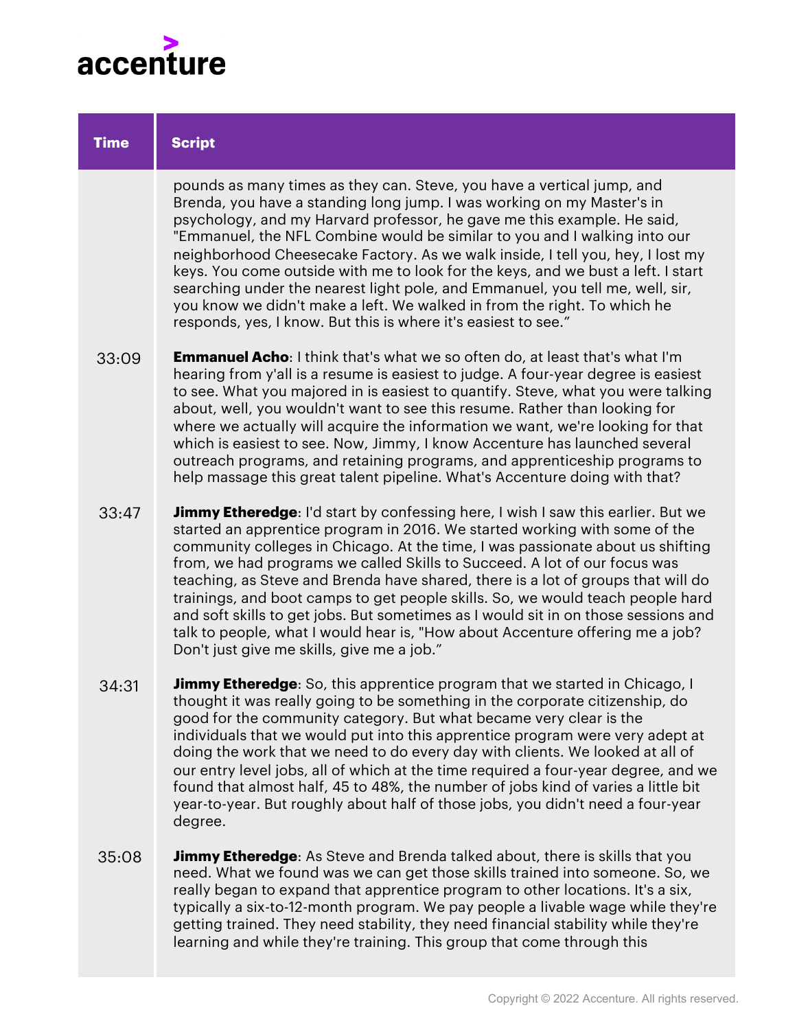| Time | Script |
|---|---|
| | pounds as many times as they can. Steve, you have a vertical jump, and Brenda, you have a standing long jump. I was working on my Master's in psychology, and my Harvard professor, he gave me this example. He said, "Emmanuel, the NFL Combine would be similar to you and I walking into our neighborhood Cheesecake Factory. As we walk inside, I tell you, hey, I lost my keys. You come outside with me to look for the keys, and we bust a left. I start searching under the nearest light pole, and Emmanuel, you tell me, well, sir, you know we didn't make a left. We walked in from the right. To which he responds, yes, I know. But this is where it's easiest to see." |
| 33:09 | **Emmanuel Acho**: I think that's what we so often do, at least that's what I'm hearing from y'all is a resume is easiest to judge. A four-year degree is easiest to see. What you majored in is easiest to quantify. Steve, what you were talking about, well, you wouldn't want to see this resume. Rather than looking for where we actually will acquire the information we want, we're looking for that which is easiest to see. Now, Jimmy, I know Accenture has launched several outreach programs, and retaining programs, and apprenticeship programs to help massage this great talent pipeline. What's Accenture doing with that? |
| 33:47 | **Jimmy Etheredge**: I'd start by confessing here, I wish I saw this earlier. But we started an apprentice program in 2016. We started working with some of the community colleges in Chicago. At the time, I was passionate about us shifting from, we had programs we called Skills to Succeed. A lot of our focus was teaching, as Steve and Brenda have shared, there is a lot of groups that will do trainings, and boot camps to get people skills. So, we would teach people hard and soft skills to get jobs. But sometimes as I would sit in on those sessions and talk to people, what I would hear is, "How about Accenture offering me a job? Don't just give me skills, give me a job." |
| 34:31 | **Jimmy Etheredge**: So, this apprentice program that we started in Chicago, I thought it was really going to be something in the corporate citizenship, do good for the community category. But what became very clear is the individuals that we would put into this apprentice program were very adept at doing the work that we need to do every day with clients. We looked at all of our entry level jobs, all of which at the time required a four-year degree, and we found that almost half, 45 to 48%, the number of jobs kind of varies a little bit year-to-year. But roughly about half of those jobs, you didn't need a four-year degree. |
| 35:08 | **Jimmy Etheredge**: As Steve and Brenda talked about, there is skills that you need. What we found was we can get those skills trained into someone. So, we really began to expand that apprentice program to other locations. It's a six, typically a six-to-12-month program. We pay people a livable wage while they're getting trained. They need stability, they need financial stability while they're learning and while they're training. This group that come through this |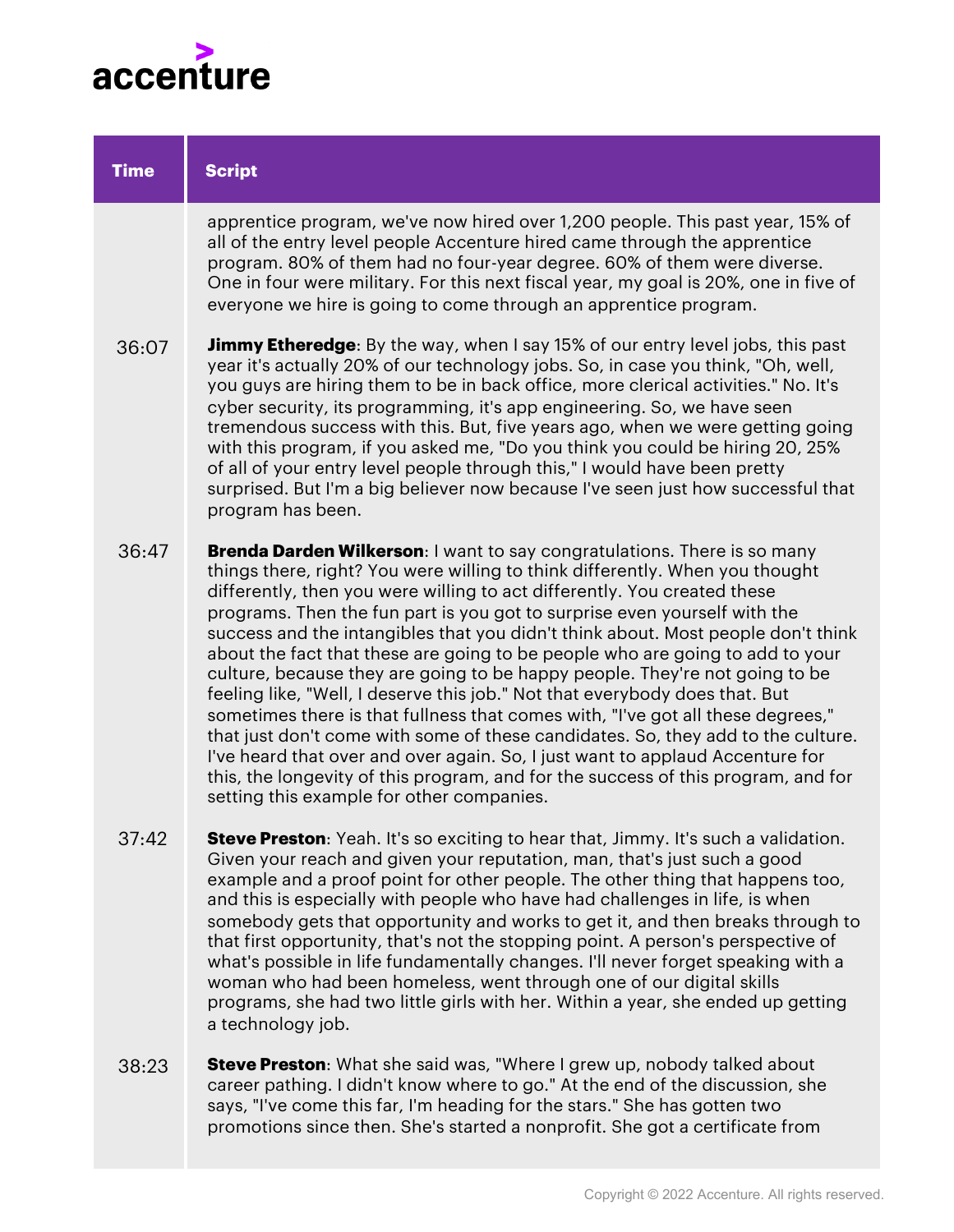| Time | Script |
| --- | --- |
| | apprentice program, we've now hired over 1,200 people. This past year, 15% of all of the entry level people Accenture hired came through the apprentice program. 80% of them had no four-year degree. 60% of them were diverse. One in four were military. For this next fiscal year, my goal is 20%, one in five of everyone we hire is going to come through an apprentice program. |
| 36:07 | **Jimmy Etheredge**: By the way, when I say 15% of our entry level jobs, this past year it's actually 20% of our technology jobs. So, in case you think, "Oh, well, you guys are hiring them to be in back office, more clerical activities." No. It's cyber security, its programming, it's app engineering. So, we have seen tremendous success with this. But, five years ago, when we were getting going with this program, if you asked me, "Do you think you could be hiring 20, 25% of all of your entry level people through this," I would have been pretty surprised. But I'm a big believer now because I've seen just how successful that program has been. |
| 36:47 | **Brenda Darden Wilkerson**: I want to say congratulations. There is so many things there, right? You were willing to think differently. When you thought differently, then you were willing to act differently. You created these programs. Then the fun part is you got to surprise even yourself with the success and the intangibles that you didn't think about. Most people don't think about the fact that these are going to be people who are going to add to your culture, because they are going to be happy people. They're not going to be feeling like, "Well, I deserve this job." Not that everybody does that. But sometimes there is that fullness that comes with, "I've got all these degrees," that just don't come with some of these candidates. So, they add to the culture. I've heard that over and over again. So, I just want to applaud Accenture for this, the longevity of this program, and for the success of this program, and for setting this example for other companies. |
| 37:42 | **Steve Preston**: Yeah. It's so exciting to hear that, Jimmy. It's such a validation. Given your reach and given your reputation, man, that's just such a good example and a proof point for other people. The other thing that happens too, and this is especially with people who have had challenges in life, is when somebody gets that opportunity and works to get it, and then breaks through to that first opportunity, that's not the stopping point. A person's perspective of what's possible in life fundamentally changes. I'll never forget speaking with a woman who had been homeless, went through one of our digital skills programs, she had two little girls with her. Within a year, she ended up getting a technology job. |
| 38:23 | **Steve Preston**: What she said was, "Where I grew up, nobody talked about career pathing. I didn't know where to go." At the end of the discussion, she says, "I've come this far, I'm heading for the stars." She has gotten two promotions since then. She's started a nonprofit. She got a certificate from |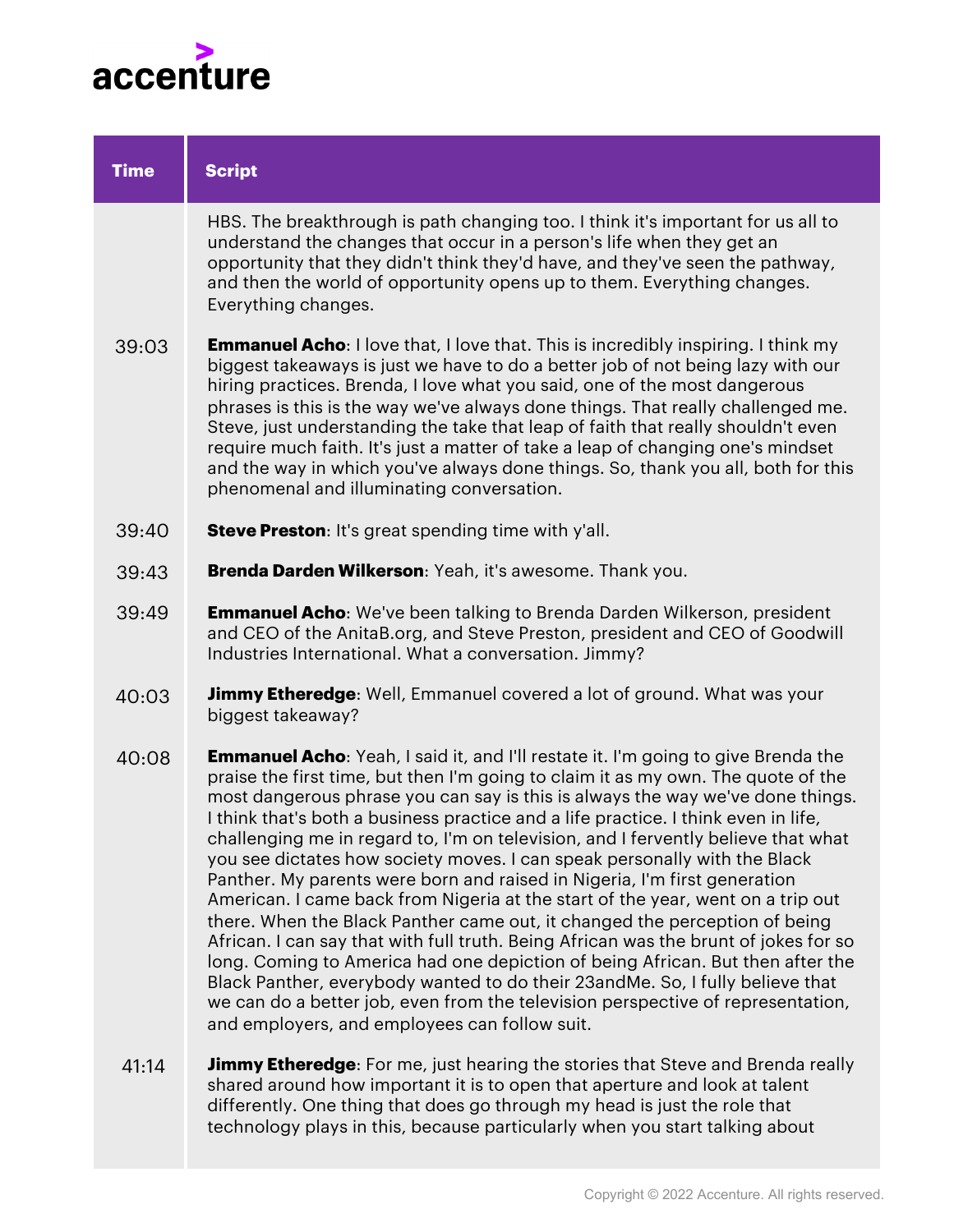| Time | Script |
| --- | --- |
| | HBS. The breakthrough is path changing too. I think it's important for us all to understand the changes that occur in a person's life when they get an opportunity that they didn't think they'd have, and they've seen the pathway, and then the world of opportunity opens up to them. Everything changes. Everything changes. |
| 39:03 | **Emmanuel Acho**: I love that, I love that. This is incredibly inspiring. I think my biggest takeaways is just we have to do a better job of not being lazy with our hiring practices. Brenda, I love what you said, one of the most dangerous phrases is this is the way we've always done things. That really challenged me. Steve, just understanding the take that leap of faith that really shouldn't even require much faith. It's just a matter of take a leap of changing one's mindset and the way in which you've always done things. So, thank you all, both for this phenomenal and illuminating conversation. |
| 39:40 | **Steve Preston**: It's great spending time with y'all. |
| 39:43 | **Brenda Darden Wilkerson**: Yeah, it's awesome. Thank you. |
| 39:49 | **Emmanuel Acho**: We've been talking to Brenda Darden Wilkerson, president and CEO of the AnitaB.org, and Steve Preston, president and CEO of Goodwill Industries International. What a conversation. Jimmy? |
| 40:03 | **Jimmy Etheredge**: Well, Emmanuel covered a lot of ground. What was your biggest takeaway? |
| 40:08 | **Emmanuel Acho**: Yeah, I said it, and I'll restate it. I'm going to give Brenda the praise the first time, but then I'm going to claim it as my own. The quote of the most dangerous phrase you can say is this is always the way we've done things. I think that's both a business practice and a life practice. I think even in life, challenging me in regard to, I'm on television, and I fervently believe that what you see dictates how society moves. I can speak personally with the Black Panther. My parents were born and raised in Nigeria, I'm first generation American. I came back from Nigeria at the start of the year, went on a trip out there. When the Black Panther came out, it changed the perception of being African. I can say that with full truth. Being African was the brunt of jokes for so long. Coming to America had one depiction of being African. But then after the Black Panther, everybody wanted to do their 23andMe. So, I fully believe that we can do a better job, even from the television perspective of representation, and employers, and employees can follow suit. |
| 41:14 | **Jimmy Etheredge**: For me, just hearing the stories that Steve and Brenda really shared around how important it is to open that aperture and look at talent differently. One thing that does go through my head is just the role that technology plays in this, because particularly when you start talking about |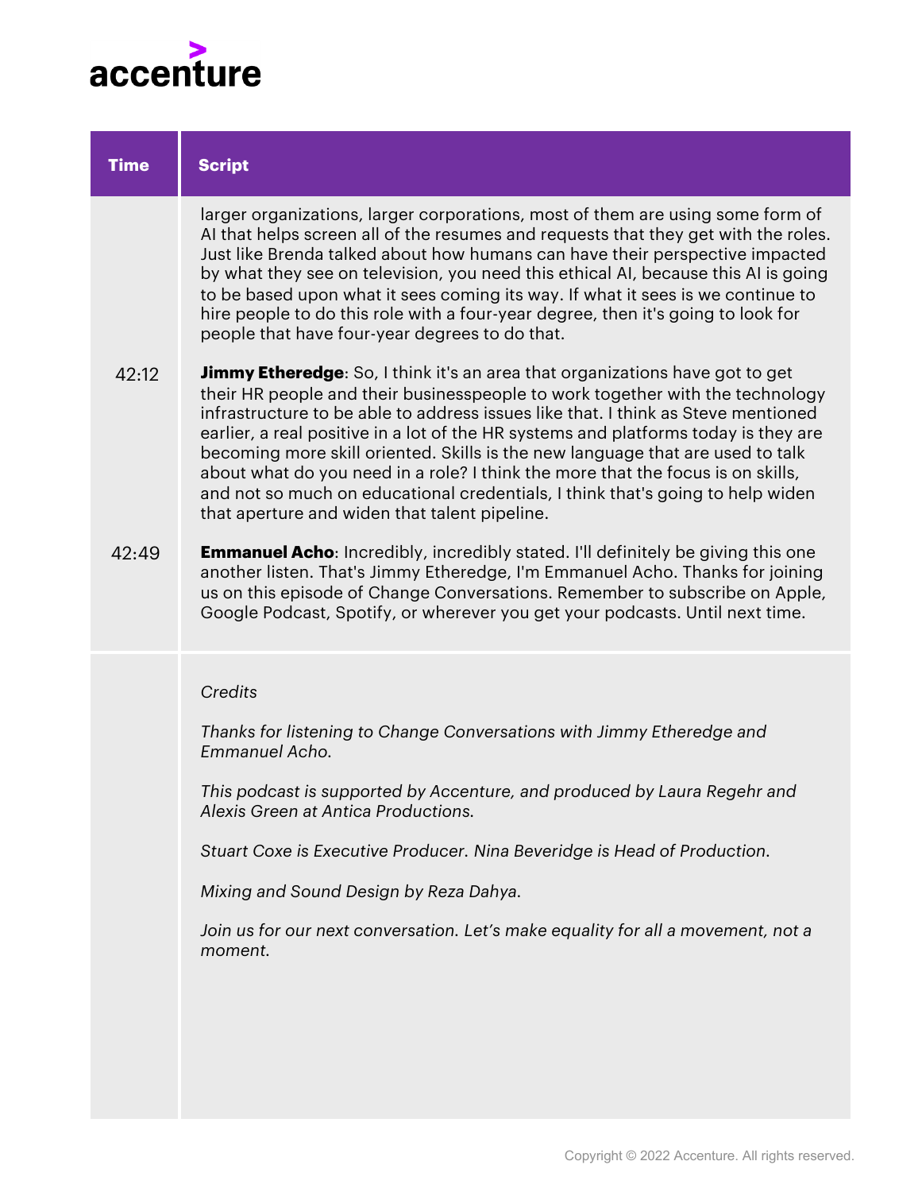| Time | Script |
| --- | --- |
| | larger organizations, larger corporations, most of them are using some form of AI that helps screen all of the resumes and requests that they get with the roles. Just like Brenda talked about how humans can have their perspective impacted by what they see on television, you need this ethical AI, because this AI is going to be based upon what it sees coming its way. If what it sees is we continue to hire people to do this role with a four-year degree, then it's going to look for people that have four-year degrees to do that. |
| 42:12 | **Jimmy Etheredge**: So, I think it's an area that organizations have got to get their HR people and their businesspeople to work together with the technology infrastructure to be able to address issues like that. I think as Steve mentioned earlier, a real positive in a lot of the HR systems and platforms today is they are becoming more skill oriented. Skills is the new language that are used to talk about what do you need in a role? I think the more that the focus is on skills, and not so much on educational credentials, I think that's going to help widen that aperture and widen that talent pipeline. |
| 42:49 | **Emmanuel Acho**: Incredibly, incredibly stated. I'll definitely be giving this one another listen. That's Jimmy Etheredge, I'm Emmanuel Acho. Thanks for joining us on this episode of Change Conversations. Remember to subscribe on Apple, Google Podcast, Spotify, or wherever you get your podcasts. Until next time. |
| | *Credits*<br><br>*Thanks for listening to Change Conversations with Jimmy Etheredge and Emmanuel Acho.*<br><br>*This podcast is supported by Accenture, and produced by Laura Regehr and Alexis Green at Antica Productions.*<br><br>*Stuart Coxe is Executive Producer. Nina Beveridge is Head of Production.*<br><br>*Mixing and Sound Design by Reza Dahya.*<br><br>*Join us for our next conversation. Let's make equality for all a movement, not a moment.* |

Copyright © 2022 Accenture. All rights reserved.